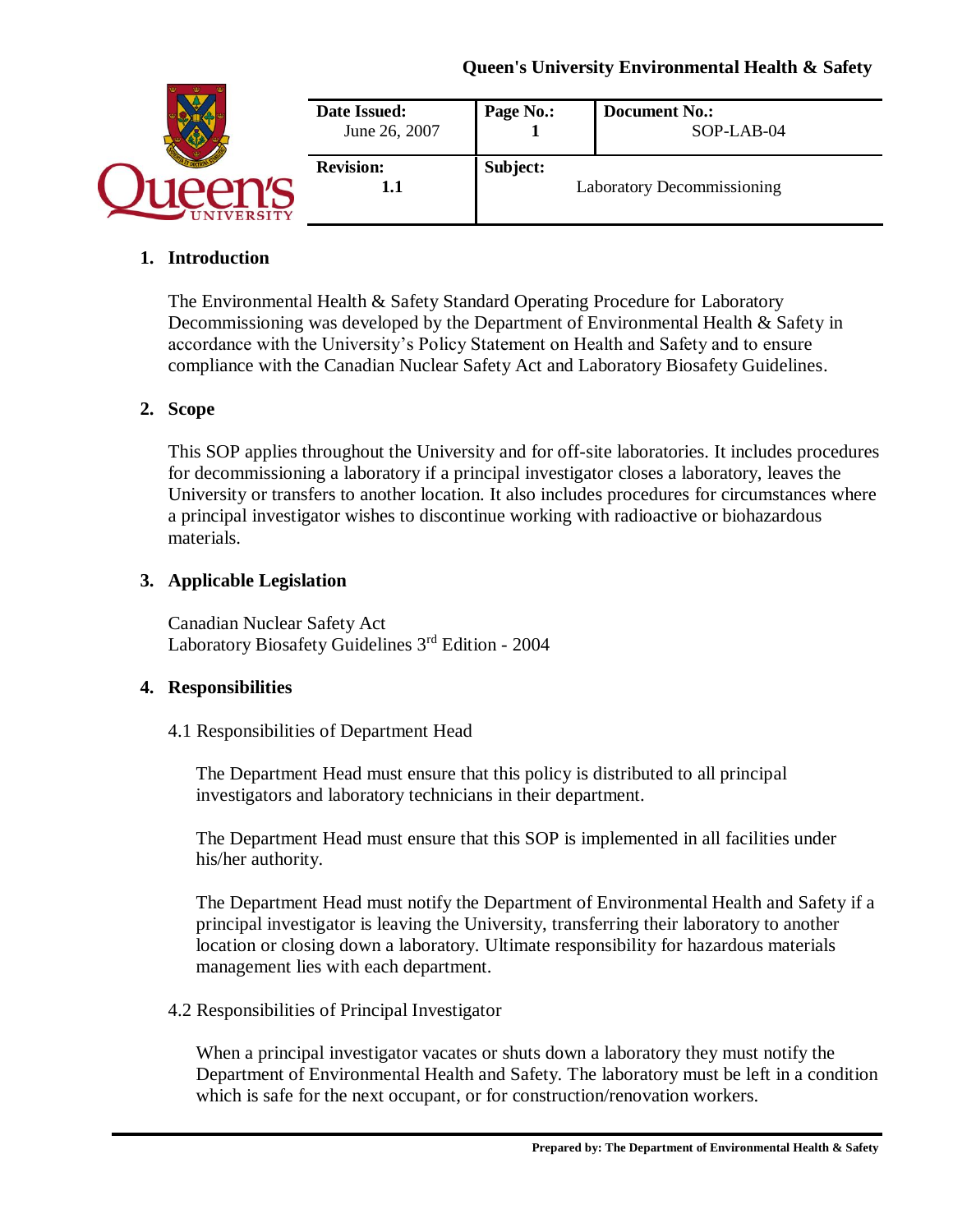**Queen's University Environmental Health & Safety**

| Date Issued: June 26, 2007 | Page No.: 1 | Document No.: SOP-LAB-04 |
|---|---|---|
| **Revision:** 1.1 | **Subject:** Laboratory Decommissioning | |

## 1. Introduction

The Environmental Health & Safety Standard Operating Procedure for Laboratory Decommissioning was developed by the Department of Environmental Health & Safety in accordance with the University's Policy Statement on Health and Safety and to ensure compliance with the Canadian Nuclear Safety Act and Laboratory Biosafety Guidelines.

## 2. Scope

This SOP applies throughout the University and for off-site laboratories. It includes procedures for decommissioning a laboratory if a principal investigator closes a laboratory, leaves the University or transfers to another location. It also includes procedures for circumstances where a principal investigator wishes to discontinue working with radioactive or biohazardous materials.

## 3. Applicable Legislation

Canadian Nuclear Safety Act
Laboratory Biosafety Guidelines 3rd Edition - 2004

## 4. Responsibilities

### 4.1 Responsibilities of Department Head

The Department Head must ensure that this policy is distributed to all principal investigators and laboratory technicians in their department.

The Department Head must ensure that this SOP is implemented in all facilities under his/her authority.

The Department Head must notify the Department of Environmental Health and Safety if a principal investigator is leaving the University, transferring their laboratory to another location or closing down a laboratory. Ultimate responsibility for hazardous materials management lies with each department.

### 4.2 Responsibilities of Principal Investigator

When a principal investigator vacates or shuts down a laboratory they must notify the Department of Environmental Health and Safety. The laboratory must be left in a condition which is safe for the next occupant, or for construction/renovation workers.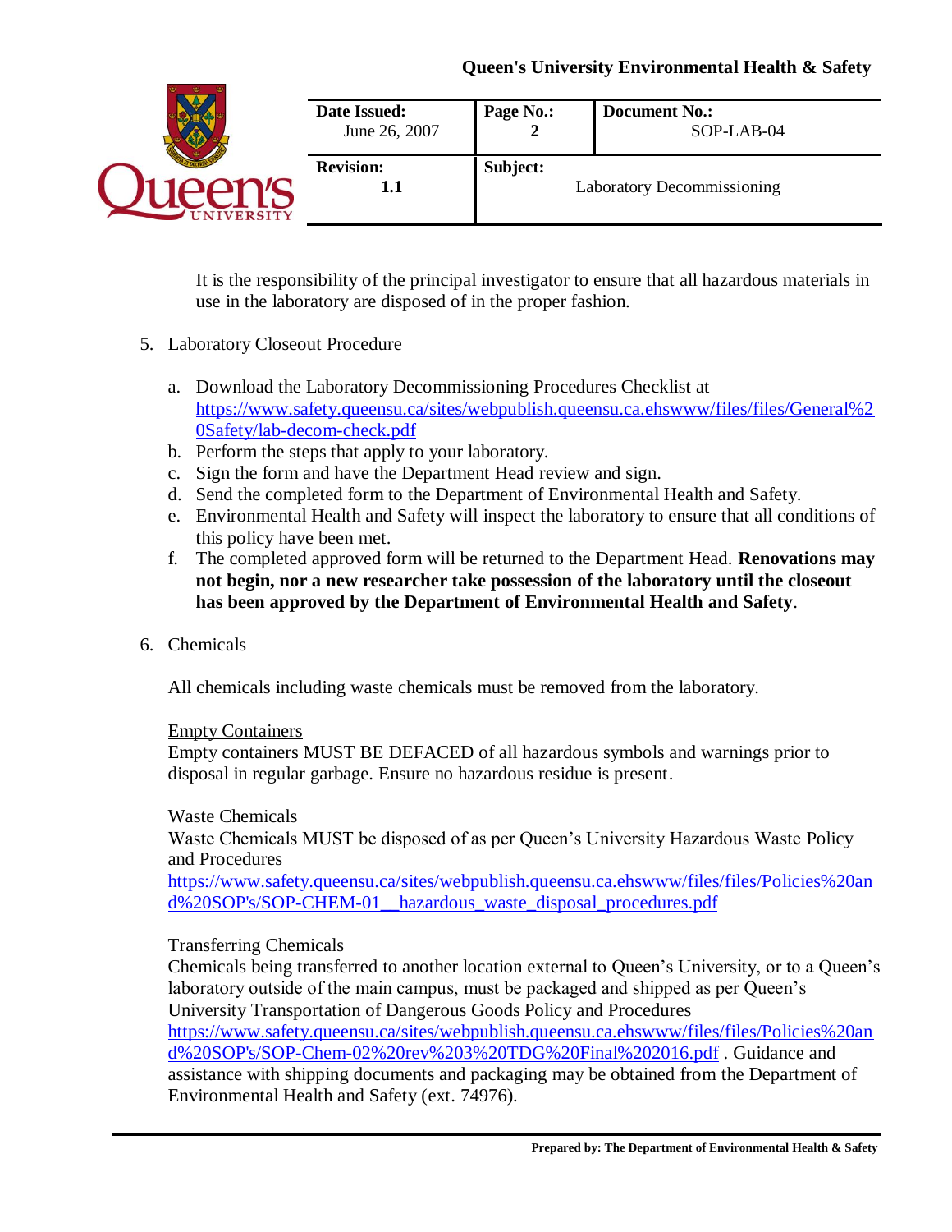It is the responsibility of the principal investigator to ensure that all hazardous materials in use in the laboratory are disposed of in the proper fashion.

5. Laboratory Closeout Procedure

   a. Download the Laboratory Decommissioning Procedures Checklist at https://www.safety.queensu.ca/sites/webpublish.queensu.ca.ehswww/files/files/General%20Safety/lab-decom-check.pdf
   b. Perform the steps that apply to your laboratory.
   c. Sign the form and have the Department Head review and sign.
   d. Send the completed form to the Department of Environmental Health and Safety.
   e. Environmental Health and Safety will inspect the laboratory to ensure that all conditions of this policy have been met.
   f. The completed approved form will be returned to the Department Head. **Renovations may not begin, nor a new researcher take possession of the laboratory until the closeout has been approved by the Department of Environmental Health and Safety**.

6. Chemicals

   All chemicals including waste chemicals must be removed from the laboratory.

   Empty Containers
   Empty containers MUST BE DEFACED of all hazardous symbols and warnings prior to disposal in regular garbage. Ensure no hazardous residue is present.

   Waste Chemicals
   Waste Chemicals MUST be disposed of as per Queen's University Hazardous Waste Policy and Procedures
   https://www.safety.queensu.ca/sites/webpublish.queensu.ca.ehswww/files/files/Policies%20and%20SOP's/SOP-CHEM-01__hazardous_waste_disposal_procedures.pdf

   Transferring Chemicals
   Chemicals being transferred to another location external to Queen's University, or to a Queen's laboratory outside of the main campus, must be packaged and shipped as per Queen's University Transportation of Dangerous Goods Policy and Procedures
   https://www.safety.queensu.ca/sites/webpublish.queensu.ca.ehswww/files/files/Policies%20and%20SOP's/SOP-Chem-02%20rev%203%20TDG%20Final%202016.pdf . Guidance and assistance with shipping documents and packaging may be obtained from the Department of Environmental Health and Safety (ext. 74976).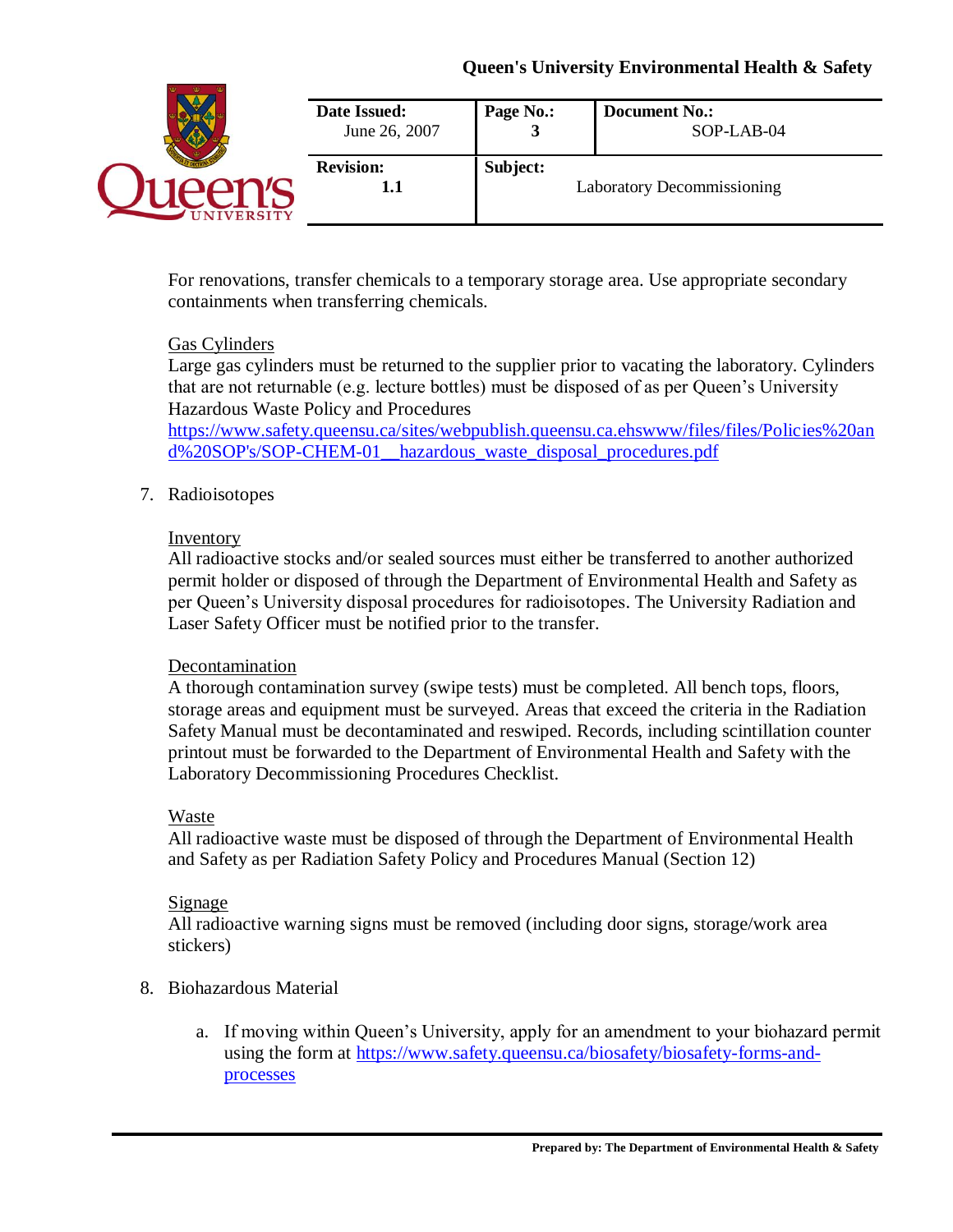For renovations, transfer chemicals to a temporary storage area. Use appropriate secondary containments when transferring chemicals.

Gas Cylinders
Large gas cylinders must be returned to the supplier prior to vacating the laboratory. Cylinders that are not returnable (e.g. lecture bottles) must be disposed of as per Queen's University Hazardous Waste Policy and Procedures https://www.safety.queensu.ca/sites/webpublish.queensu.ca.ehswww/files/files/Policies%20and%20SOP's/SOP-CHEM-01__hazardous_waste_disposal_procedures.pdf

7. Radioisotopes

   Inventory
   All radioactive stocks and/or sealed sources must either be transferred to another authorized permit holder or disposed of through the Department of Environmental Health and Safety as per Queen's University disposal procedures for radioisotopes. The University Radiation and Laser Safety Officer must be notified prior to the transfer.

   Decontamination
   A thorough contamination survey (swipe tests) must be completed. All bench tops, floors, storage areas and equipment must be surveyed. Areas that exceed the criteria in the Radiation Safety Manual must be decontaminated and reswiped. Records, including scintillation counter printout must be forwarded to the Department of Environmental Health and Safety with the Laboratory Decommissioning Procedures Checklist.

   Waste
   All radioactive waste must be disposed of through the Department of Environmental Health and Safety as per Radiation Safety Policy and Procedures Manual (Section 12)

   Signage
   All radioactive warning signs must be removed (including door signs, storage/work area stickers)

8. Biohazardous Material

   a. If moving within Queen's University, apply for an amendment to your biohazard permit using the form at https://www.safety.queensu.ca/biosafety/biosafety-forms-and-processes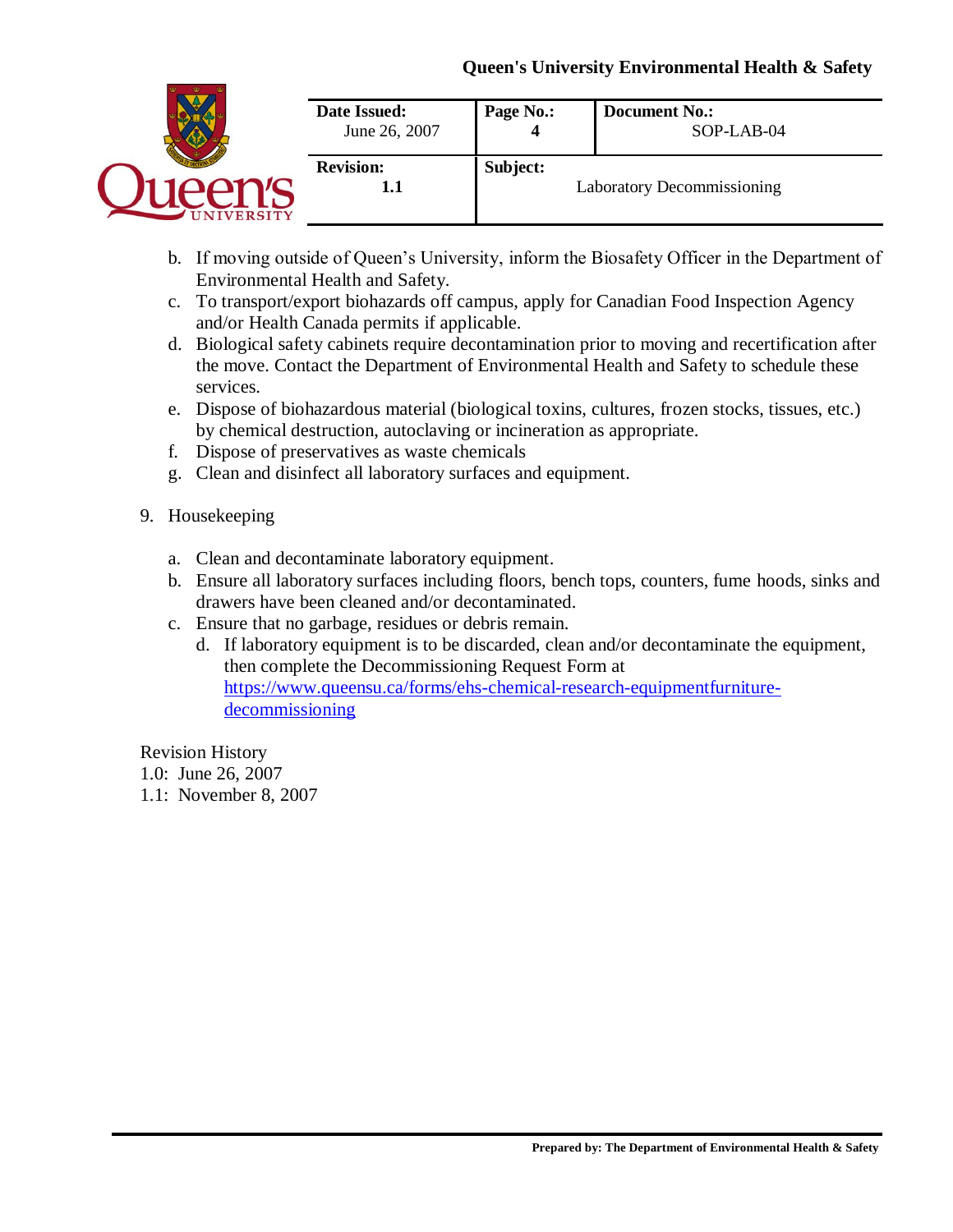b. If moving outside of Queen's University, inform the Biosafety Officer in the Department of Environmental Health and Safety.
c. To transport/export biohazards off campus, apply for Canadian Food Inspection Agency and/or Health Canada permits if applicable.
d. Biological safety cabinets require decontamination prior to moving and recertification after the move. Contact the Department of Environmental Health and Safety to schedule these services.
e. Dispose of biohazardous material (biological toxins, cultures, frozen stocks, tissues, etc.) by chemical destruction, autoclaving or incineration as appropriate.
f. Dispose of preservatives as waste chemicals
g. Clean and disinfect all laboratory surfaces and equipment.

9. Housekeeping

   a. Clean and decontaminate laboratory equipment.
   b. Ensure all laboratory surfaces including floors, bench tops, counters, fume hoods, sinks and drawers have been cleaned and/or decontaminated.
   c. Ensure that no garbage, residues or debris remain.
      d. If laboratory equipment is to be discarded, clean and/or decontaminate the equipment, then complete the Decommissioning Request Form at [https://www.queensu.ca/forms/ehs-chemical-research-equipmentfurniture-decommissioning](https://www.queensu.ca/forms/ehs-chemical-research-equipmentfurniture-decommissioning)

Revision History
1.0: June 26, 2007
1.1: November 8, 2007